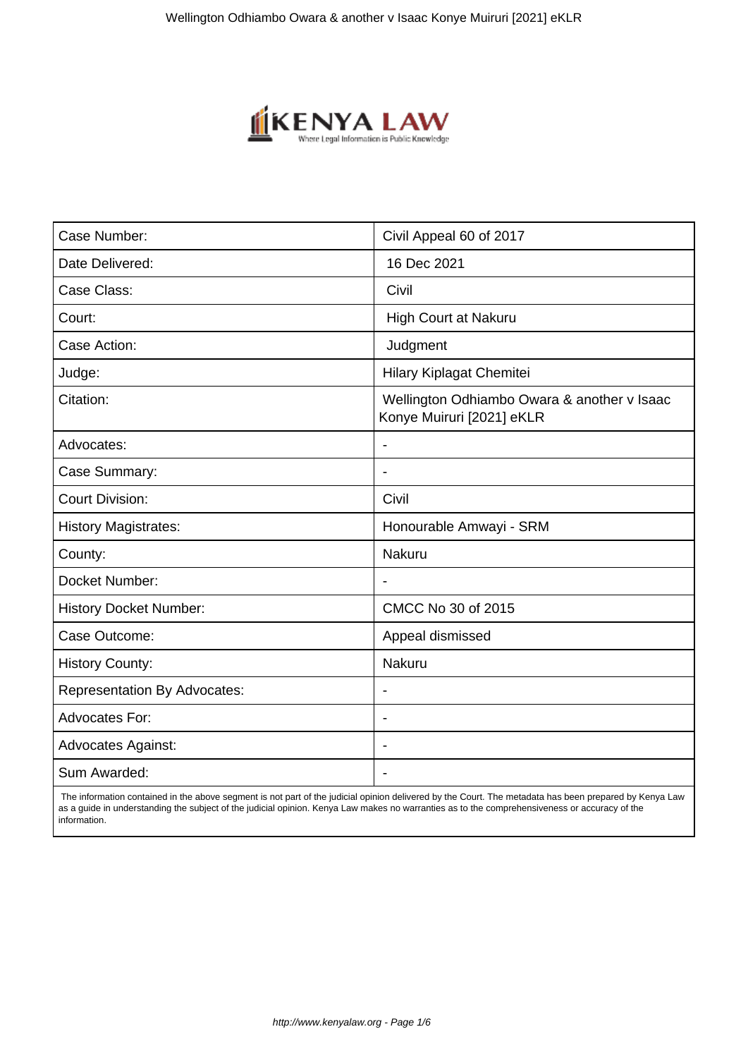| Case Number: | Civil Appeal 60 of 2017 |
| --- | --- |
| Date Delivered: | 16 Dec 2021 |
| Case Class: | Civil |
| Court: | High Court at Nakuru |
| Case Action: | Judgment |
| Judge: | Hilary Kiplagat Chemitei |
| Citation: | Wellington Odhiambo Owara & another v Isaac Konye Muiruri [2021] eKLR |
| Advocates: | - |
| Case Summary: | - |
| Court Division: | Civil |
| History Magistrates: | Honourable Amwayi - SRM |
| County: | Nakuru |
| Docket Number: | - |
| History Docket Number: | CMCC No 30 of 2015 |
| Case Outcome: | Appeal dismissed |
| History County: | Nakuru |
| Representation By Advocates: | - |
| Advocates For: | - |
| Advocates Against: | - |
| Sum Awarded: | - |

The information contained in the above segment is not part of the judicial opinion delivered by the Court. The metadata has been prepared by Kenya Law as a guide in understanding the subject of the judicial opinion. Kenya Law makes no warranties as to the comprehensiveness or accuracy of the information.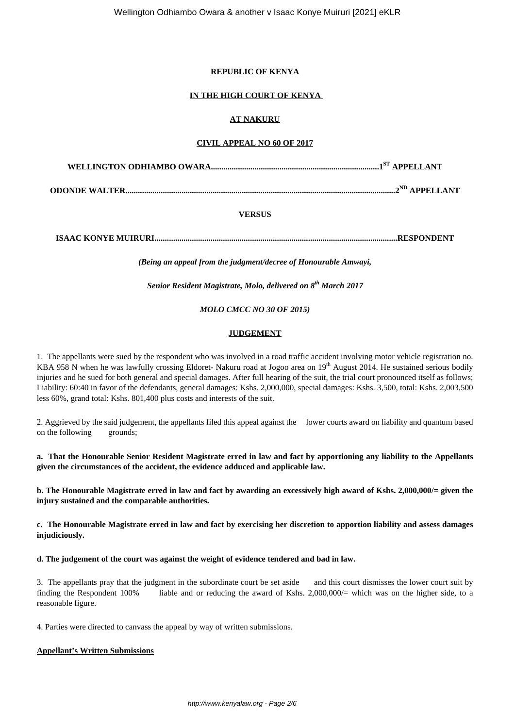**REPUBLIC OF KENYA**

**IN THE HIGH COURT OF KENYA**

**AT NAKURU**

**CIVIL APPEAL NO 60 OF 2017**

**WELLINGTON ODHIAMBO OWARA..................................................................................1ST APPELLANT**

**ODONDE WALTER...................................................................................................................2ND APPELLANT**

**VERSUS**

**ISAAC KONYE MUIRURI.....................................................................................................................RESPONDENT**

***(Being an appeal from the judgment/decree of Honourable Amwayi,***

***Senior Resident Magistrate, Molo, delivered on 8th March 2017***

***MOLO CMCC NO 30 OF 2015)***

**JUDGEMENT**

1. The appellants were sued by the respondent who was involved in a road traffic accident involving motor vehicle registration no. KBA 958 N when he was lawfully crossing Eldoret- Nakuru road at Jogoo area on 19th August 2014. He sustained serious bodily injuries and he sued for both general and special damages. After full hearing of the suit, the trial court pronounced itself as follows; Liability: 60:40 in favor of the defendants, general damages: Kshs. 2,000,000, special damages: Kshs. 3,500, total: Kshs. 2,003,500 less 60%, grand total: Kshs. 801,400 plus costs and interests of the suit.

2. Aggrieved by the said judgement, the appellants filed this appeal against the lower courts award on liability and quantum based on the following grounds;

**a. That the Honourable Senior Resident Magistrate erred in law and fact by apportioning any liability to the Appellants given the circumstances of the accident, the evidence adduced and applicable law.**

**b. The Honourable Magistrate erred in law and fact by awarding an excessively high award of Kshs. 2,000,000/= given the injury sustained and the comparable authorities.**

**c. The Honourable Magistrate erred in law and fact by exercising her discretion to apportion liability and assess damages injudiciously.**

**d. The judgement of the court was against the weight of evidence tendered and bad in law.**

3. The appellants pray that the judgment in the subordinate court be set aside and this court dismisses the lower court suit by finding the Respondent 100% liable and or reducing the award of Kshs. 2,000,000/= which was on the higher side, to a reasonable figure.

4. Parties were directed to canvass the appeal by way of written submissions.

**Appellant's Written Submissions**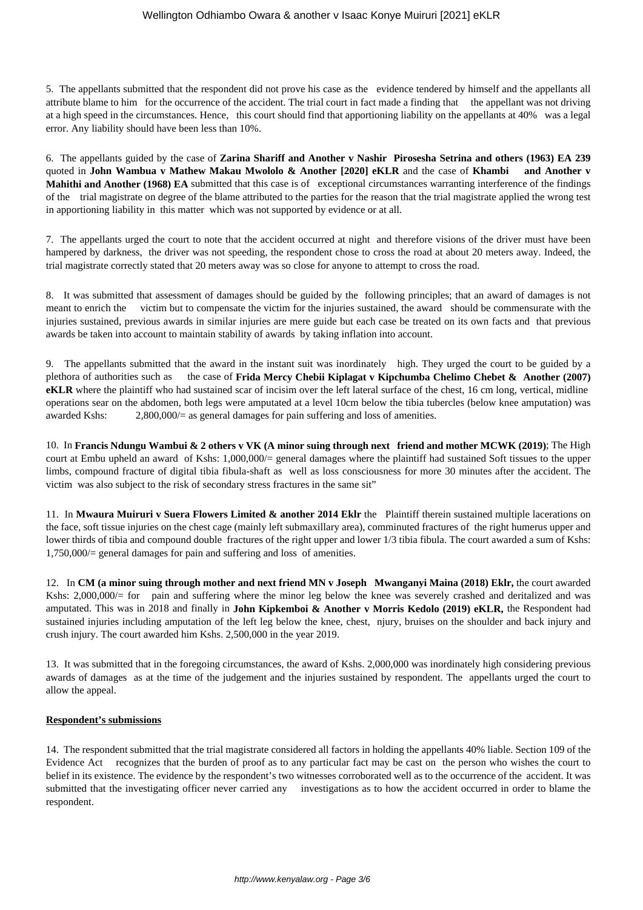5. The appellants submitted that the respondent did not prove his case as the evidence tendered by himself and the appellants all attribute blame to him for the occurrence of the accident. The trial court in fact made a finding that the appellant was not driving at a high speed in the circumstances. Hence, this court should find that apportioning liability on the appellants at 40% was a legal error. Any liability should have been less than 10%.

6. The appellants guided by the case of **Zarina Shariff and Another v Nashir Pirosesha Setrina and others (1963) EA 239** quoted in **John Wambua v Mathew Makau Mwololo & Another [2020] eKLR** and the case of **Khambi and Another v Mahithi and Another (1968) EA** submitted that this case is of exceptional circumstances warranting interference of the findings of the trial magistrate on degree of the blame attributed to the parties for the reason that the trial magistrate applied the wrong test in apportioning liability in this matter which was not supported by evidence or at all.

7. The appellants urged the court to note that the accident occurred at night and therefore visions of the driver must have been hampered by darkness, the driver was not speeding, the respondent chose to cross the road at about 20 meters away. Indeed, the trial magistrate correctly stated that 20 meters away was so close for anyone to attempt to cross the road.

8. It was submitted that assessment of damages should be guided by the following principles; that an award of damages is not meant to enrich the victim but to compensate the victim for the injuries sustained, the award should be commensurate with the injuries sustained, previous awards in similar injuries are mere guide but each case be treated on its own facts and that previous awards be taken into account to maintain stability of awards by taking inflation into account.

9. The appellants submitted that the award in the instant suit was inordinately high. They urged the court to be guided by a plethora of authorities such as the case of **Frida Mercy Chebii Kiplagat v Kipchumba Chelimo Chebet & Another (2007) eKLR** where the plaintiff who had sustained scar of incisim over the left lateral surface of the chest, 16 cm long, vertical, midline operations sear on the abdomen, both legs were amputated at a level 10cm below the tibia tubercles (below knee amputation) was awarded Kshs: 2,800,000/= as general damages for pain suffering and loss of amenities.

10. In **Francis Ndungu Wambui & 2 others v VK (A minor suing through next friend and mother MCWK (2019)**; The High court at Embu upheld an award of Kshs: 1,000,000/= general damages where the plaintiff had sustained Soft tissues to the upper limbs, compound fracture of digital tibia fibula-shaft as well as loss consciousness for more 30 minutes after the accident. The victim was also subject to the risk of secondary stress fractures in the same sit"

11. In **Mwaura Muiruri v Suera Flowers Limited & another 2014 Eklr** the Plaintiff therein sustained multiple lacerations on the face, soft tissue injuries on the chest cage (mainly left submaxillary area), comminuted fractures of the right humerus upper and lower thirds of tibia and compound double fractures of the right upper and lower 1/3 tibia fibula. The court awarded a sum of Kshs: 1,750,000/= general damages for pain and suffering and loss of amenities.

12. In **CM (a minor suing through mother and next friend MN v Joseph Mwanganyi Maina (2018) Eklr,** the court awarded Kshs: 2,000,000/= for pain and suffering where the minor leg below the knee was severely crashed and deritalized and was amputated. This was in 2018 and finally in **John Kipkemboi & Another v Morris Kedolo (2019) eKLR,** the Respondent had sustained injuries including amputation of the left leg below the knee, chest, njury, bruises on the shoulder and back injury and crush injury. The court awarded him Kshs. 2,500,000 in the year 2019.

13. It was submitted that in the foregoing circumstances, the award of Kshs. 2,000,000 was inordinately high considering previous awards of damages as at the time of the judgement and the injuries sustained by respondent. The appellants urged the court to allow the appeal.

**Respondent's submissions**

14. The respondent submitted that the trial magistrate considered all factors in holding the appellants 40% liable. Section 109 of the Evidence Act recognizes that the burden of proof as to any particular fact may be cast on the person who wishes the court to belief in its existence. The evidence by the respondent's two witnesses corroborated well as to the occurrence of the accident. It was submitted that the investigating officer never carried any investigations as to how the accident occurred in order to blame the respondent.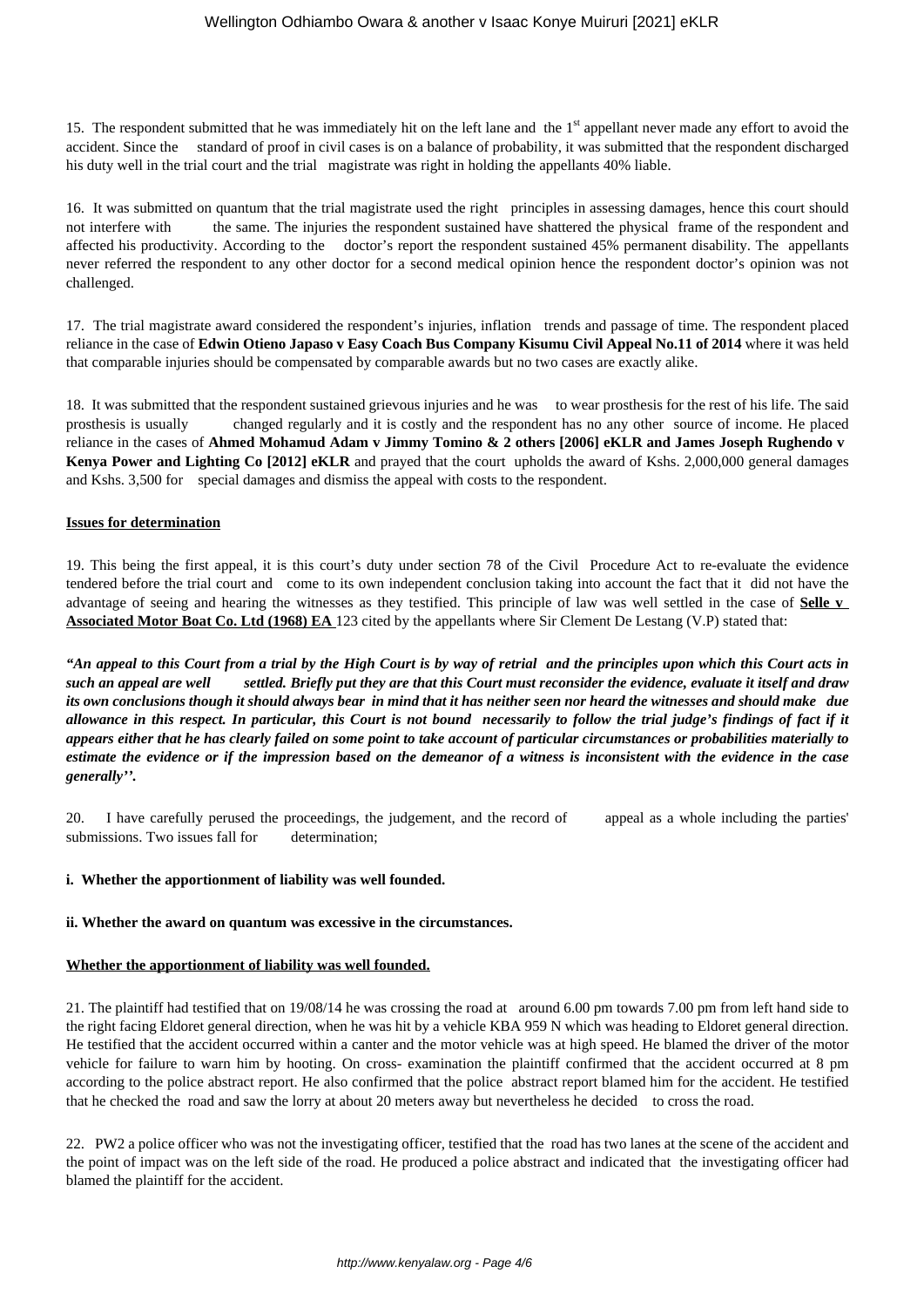15. The respondent submitted that he was immediately hit on the left lane and the 1st appellant never made any effort to avoid the accident. Since the standard of proof in civil cases is on a balance of probability, it was submitted that the respondent discharged his duty well in the trial court and the trial magistrate was right in holding the appellants 40% liable.

16. It was submitted on quantum that the trial magistrate used the right principles in assessing damages, hence this court should not interfere with the same. The injuries the respondent sustained have shattered the physical frame of the respondent and affected his productivity. According to the doctor's report the respondent sustained 45% permanent disability. The appellants never referred the respondent to any other doctor for a second medical opinion hence the respondent doctor's opinion was not challenged.

17. The trial magistrate award considered the respondent's injuries, inflation trends and passage of time. The respondent placed reliance in the case of **Edwin Otieno Japaso v Easy Coach Bus Company Kisumu Civil Appeal No.11 of 2014** where it was held that comparable injuries should be compensated by comparable awards but no two cases are exactly alike.

18. It was submitted that the respondent sustained grievous injuries and he was to wear prosthesis for the rest of his life. The said prosthesis is usually changed regularly and it is costly and the respondent has no any other source of income. He placed reliance in the cases of **Ahmed Mohamud Adam v Jimmy Tomino & 2 others [2006] eKLR and James Joseph Rughendo v Kenya Power and Lighting Co [2012] eKLR** and prayed that the court upholds the award of Kshs. 2,000,000 general damages and Kshs. 3,500 for special damages and dismiss the appeal with costs to the respondent.

**Issues for determination**

19. This being the first appeal, it is this court's duty under section 78 of the Civil Procedure Act to re-evaluate the evidence tendered before the trial court and come to its own independent conclusion taking into account the fact that it did not have the advantage of seeing and hearing the witnesses as they testified. This principle of law was well settled in the case of **Selle v Associated Motor Boat Co. Ltd (1968) EA** 123 cited by the appellants where Sir Clement De Lestang (V.P) stated that:

***"An appeal to this Court from a trial by the High Court is by way of retrial and the principles upon which this Court acts in such an appeal are well settled. Briefly put they are that this Court must reconsider the evidence, evaluate it itself and draw its own conclusions though it should always bear in mind that it has neither seen nor heard the witnesses and should make due allowance in this respect. In particular, this Court is not bound necessarily to follow the trial judge's findings of fact if it appears either that he has clearly failed on some point to take account of particular circumstances or probabilities materially to estimate the evidence or if the impression based on the demeanor of a witness is inconsistent with the evidence in the case generally''.***

20. I have carefully perused the proceedings, the judgement, and the record of appeal as a whole including the parties' submissions. Two issues fall for determination;

**i. Whether the apportionment of liability was well founded.**

**ii. Whether the award on quantum was excessive in the circumstances.**

**Whether the apportionment of liability was well founded.**

21. The plaintiff had testified that on 19/08/14 he was crossing the road at around 6.00 pm towards 7.00 pm from left hand side to the right facing Eldoret general direction, when he was hit by a vehicle KBA 959 N which was heading to Eldoret general direction. He testified that the accident occurred within a canter and the motor vehicle was at high speed. He blamed the driver of the motor vehicle for failure to warn him by hooting. On cross- examination the plaintiff confirmed that the accident occurred at 8 pm according to the police abstract report. He also confirmed that the police abstract report blamed him for the accident. He testified that he checked the road and saw the lorry at about 20 meters away but nevertheless he decided to cross the road.

22. PW2 a police officer who was not the investigating officer, testified that the road has two lanes at the scene of the accident and the point of impact was on the left side of the road. He produced a police abstract and indicated that the investigating officer had blamed the plaintiff for the accident.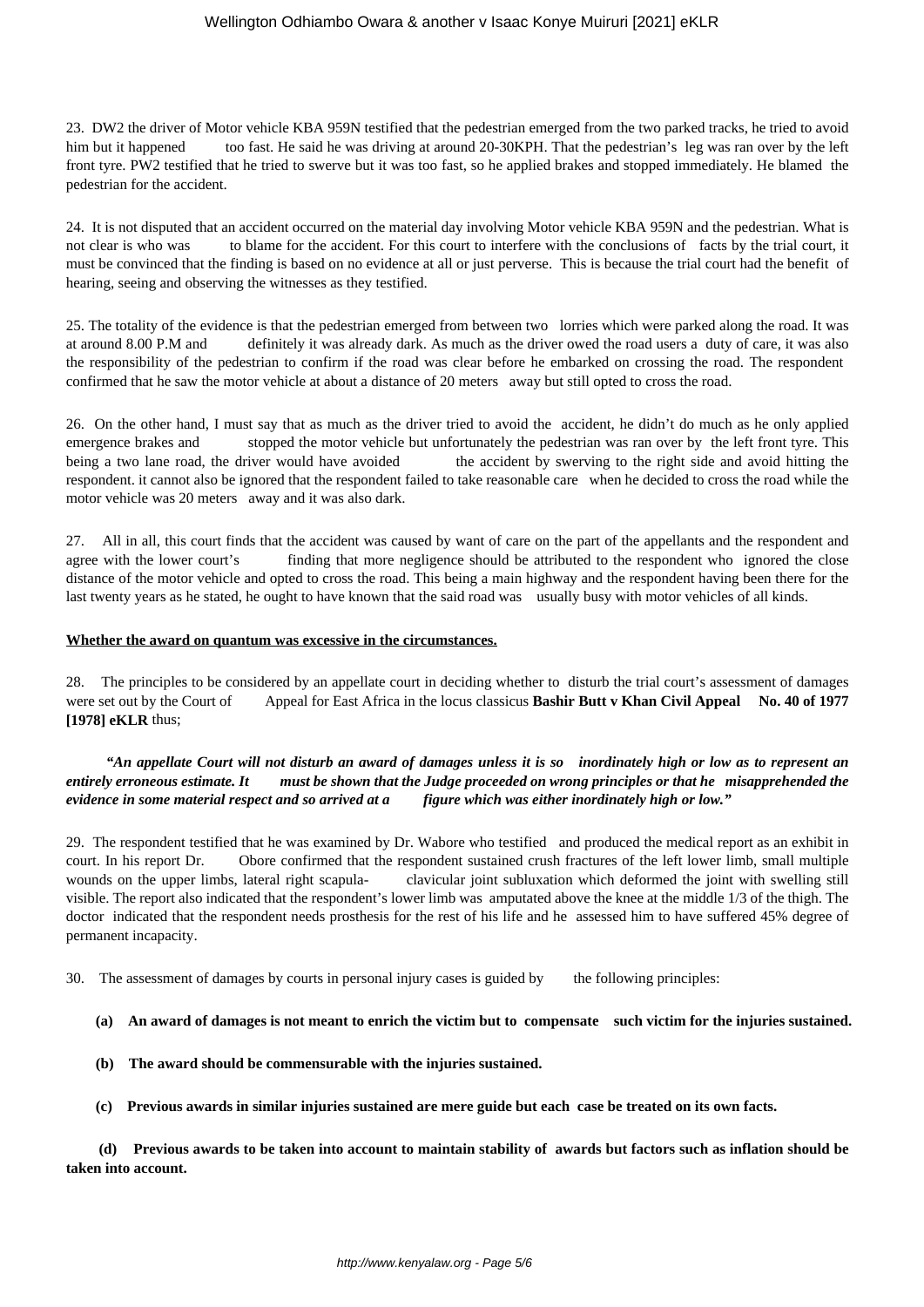23. DW2 the driver of Motor vehicle KBA 959N testified that the pedestrian emerged from the two parked tracks, he tried to avoid him but it happened too fast. He said he was driving at around 20-30KPH. That the pedestrian's leg was ran over by the left front tyre. PW2 testified that he tried to swerve but it was too fast, so he applied brakes and stopped immediately. He blamed the pedestrian for the accident.

24. It is not disputed that an accident occurred on the material day involving Motor vehicle KBA 959N and the pedestrian. What is not clear is who was to blame for the accident. For this court to interfere with the conclusions of facts by the trial court, it must be convinced that the finding is based on no evidence at all or just perverse. This is because the trial court had the benefit of hearing, seeing and observing the witnesses as they testified.

25. The totality of the evidence is that the pedestrian emerged from between two lorries which were parked along the road. It was at around 8.00 P.M and definitely it was already dark. As much as the driver owed the road users a duty of care, it was also the responsibility of the pedestrian to confirm if the road was clear before he embarked on crossing the road. The respondent confirmed that he saw the motor vehicle at about a distance of 20 meters away but still opted to cross the road.

26. On the other hand, I must say that as much as the driver tried to avoid the accident, he didn't do much as he only applied emergence brakes and stopped the motor vehicle but unfortunately the pedestrian was ran over by the left front tyre. This being a two lane road, the driver would have avoided the accident by swerving to the right side and avoid hitting the respondent. it cannot also be ignored that the respondent failed to take reasonable care when he decided to cross the road while the motor vehicle was 20 meters away and it was also dark.

27. All in all, this court finds that the accident was caused by want of care on the part of the appellants and the respondent and agree with the lower court's finding that more negligence should be attributed to the respondent who ignored the close distance of the motor vehicle and opted to cross the road. This being a main highway and the respondent having been there for the last twenty years as he stated, he ought to have known that the said road was usually busy with motor vehicles of all kinds.

**Whether the award on quantum was excessive in the circumstances.**

28. The principles to be considered by an appellate court in deciding whether to disturb the trial court's assessment of damages were set out by the Court of Appeal for East Africa in the locus classicus **Bashir Butt v Khan Civil Appeal No. 40 of 1977 [1978] eKLR** thus;

***"An appellate Court will not disturb an award of damages unless it is so inordinately high or low as to represent an entirely erroneous estimate. It must be shown that the Judge proceeded on wrong principles or that he misapprehended the evidence in some material respect and so arrived at a figure which was either inordinately high or low."***

29. The respondent testified that he was examined by Dr. Wabore who testified and produced the medical report as an exhibit in court. In his report Dr. Obore confirmed that the respondent sustained crush fractures of the left lower limb, small multiple wounds on the upper limbs, lateral right scapula- clavicular joint subluxation which deformed the joint with swelling still visible. The report also indicated that the respondent's lower limb was amputated above the knee at the middle 1/3 of the thigh. The doctor indicated that the respondent needs prosthesis for the rest of his life and he assessed him to have suffered 45% degree of permanent incapacity.

30. The assessment of damages by courts in personal injury cases is guided by the following principles:

**(a) An award of damages is not meant to enrich the victim but to compensate such victim for the injuries sustained.**

**(b) The award should be commensurable with the injuries sustained.**

**(c) Previous awards in similar injuries sustained are mere guide but each case be treated on its own facts.**

**(d) Previous awards to be taken into account to maintain stability of awards but factors such as inflation should be taken into account.**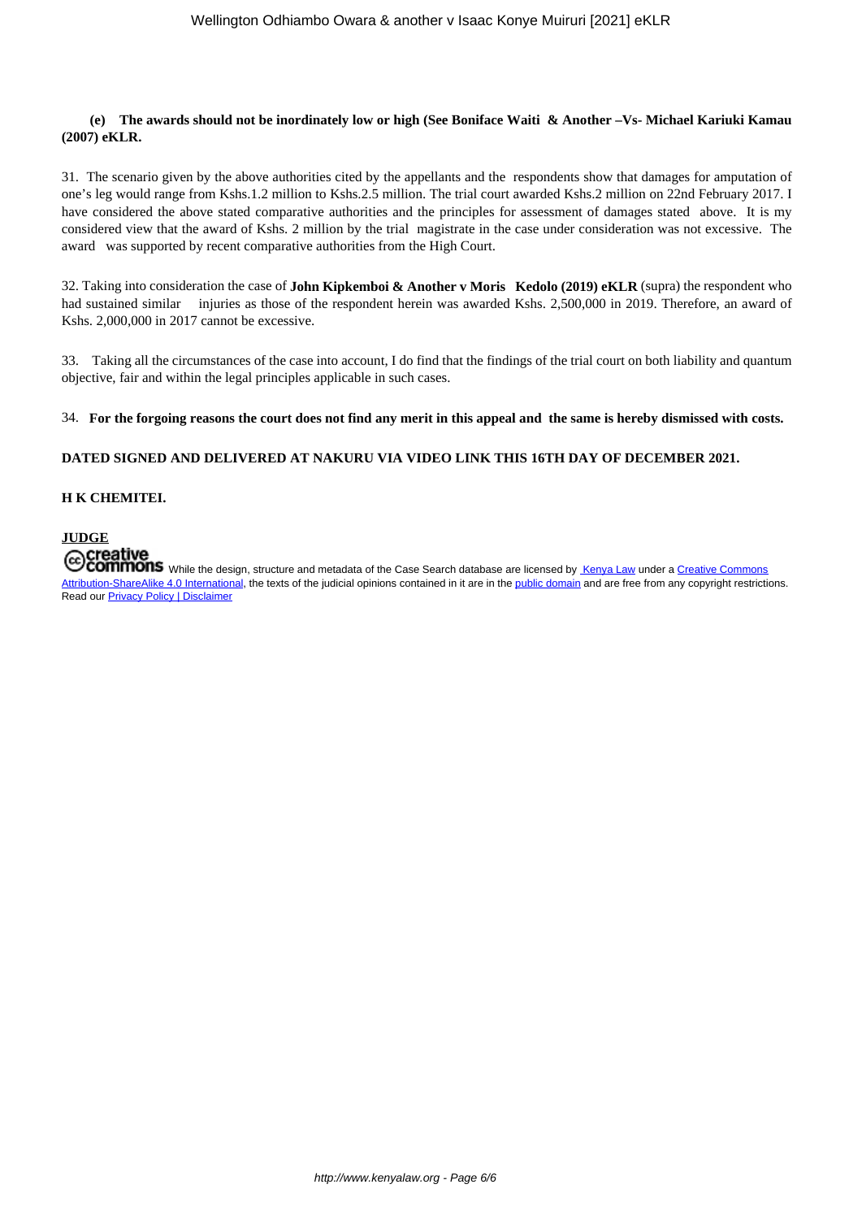**(e) The awards should not be inordinately low or high (See Boniface Waiti & Another –Vs- Michael Kariuki Kamau (2007) eKLR.**

31. The scenario given by the above authorities cited by the appellants and the respondents show that damages for amputation of one's leg would range from Kshs.1.2 million to Kshs.2.5 million. The trial court awarded Kshs.2 million on 22nd February 2017. I have considered the above stated comparative authorities and the principles for assessment of damages stated above. It is my considered view that the award of Kshs. 2 million by the trial magistrate in the case under consideration was not excessive. The award was supported by recent comparative authorities from the High Court.

32. Taking into consideration the case of **John Kipkemboi & Another v Moris Kedolo (2019) eKLR** (supra) the respondent who had sustained similar injuries as those of the respondent herein was awarded Kshs. 2,500,000 in 2019. Therefore, an award of Kshs. 2,000,000 in 2017 cannot be excessive.

33. Taking all the circumstances of the case into account, I do find that the findings of the trial court on both liability and quantum objective, fair and within the legal principles applicable in such cases.

34. **For the forgoing reasons the court does not find any merit in this appeal and the same is hereby dismissed with costs.**

**DATED SIGNED AND DELIVERED AT NAKURU VIA VIDEO LINK THIS 16TH DAY OF DECEMBER 2021.**

**H K CHEMITEI.**

**JUDGE**

While the design, structure and metadata of the Case Search database are licensed by Kenya Law under a Creative Commons Attribution-ShareAlike 4.0 International, the texts of the judicial opinions contained in it are in the public domain and are free from any copyright restrictions. Read our Privacy Policy | Disclaimer